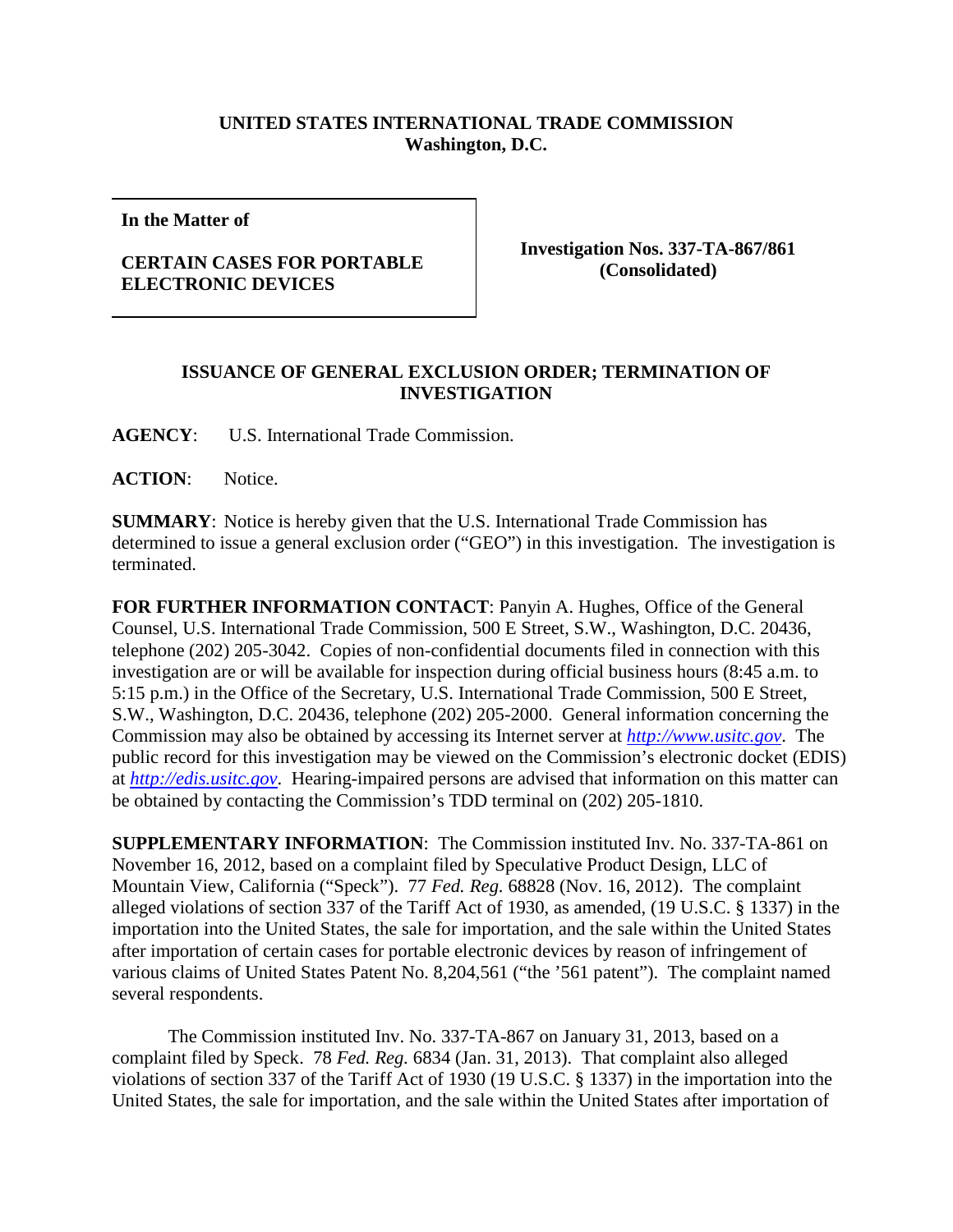**UNITED STATES INTERNATIONAL TRADE COMMISSION**
**Washington, D.C.**

| **In the Matter of**<br><br>**CERTAIN CASES FOR PORTABLE ELECTRONIC DEVICES** | **Investigation Nos. 337-TA-867/861 (Consolidated)** |
|---|---|

## ISSUANCE OF GENERAL EXCLUSION ORDER; TERMINATION OF INVESTIGATION

**AGENCY**: U.S. International Trade Commission.

**ACTION**: Notice.

**SUMMARY**: Notice is hereby given that the U.S. International Trade Commission has determined to issue a general exclusion order ("GEO") in this investigation. The investigation is terminated.

**FOR FURTHER INFORMATION CONTACT**: Panyin A. Hughes, Office of the General Counsel, U.S. International Trade Commission, 500 E Street, S.W., Washington, D.C. 20436, telephone (202) 205-3042. Copies of non-confidential documents filed in connection with this investigation are or will be available for inspection during official business hours (8:45 a.m. to 5:15 p.m.) in the Office of the Secretary, U.S. International Trade Commission, 500 E Street, S.W., Washington, D.C. 20436, telephone (202) 205-2000. General information concerning the Commission may also be obtained by accessing its Internet server at *http://www.usitc.gov*. The public record for this investigation may be viewed on the Commission's electronic docket (EDIS) at *http://edis.usitc.gov*. Hearing-impaired persons are advised that information on this matter can be obtained by contacting the Commission's TDD terminal on (202) 205-1810.

**SUPPLEMENTARY INFORMATION**: The Commission instituted Inv. No. 337-TA-861 on November 16, 2012, based on a complaint filed by Speculative Product Design, LLC of Mountain View, California ("Speck"). 77 *Fed. Reg.* 68828 (Nov. 16, 2012). The complaint alleged violations of section 337 of the Tariff Act of 1930, as amended, (19 U.S.C. § 1337) in the importation into the United States, the sale for importation, and the sale within the United States after importation of certain cases for portable electronic devices by reason of infringement of various claims of United States Patent No. 8,204,561 ("the '561 patent"). The complaint named several respondents.

The Commission instituted Inv. No. 337-TA-867 on January 31, 2013, based on a complaint filed by Speck. 78 *Fed. Reg.* 6834 (Jan. 31, 2013). That complaint also alleged violations of section 337 of the Tariff Act of 1930 (19 U.S.C. § 1337) in the importation into the United States, the sale for importation, and the sale within the United States after importation of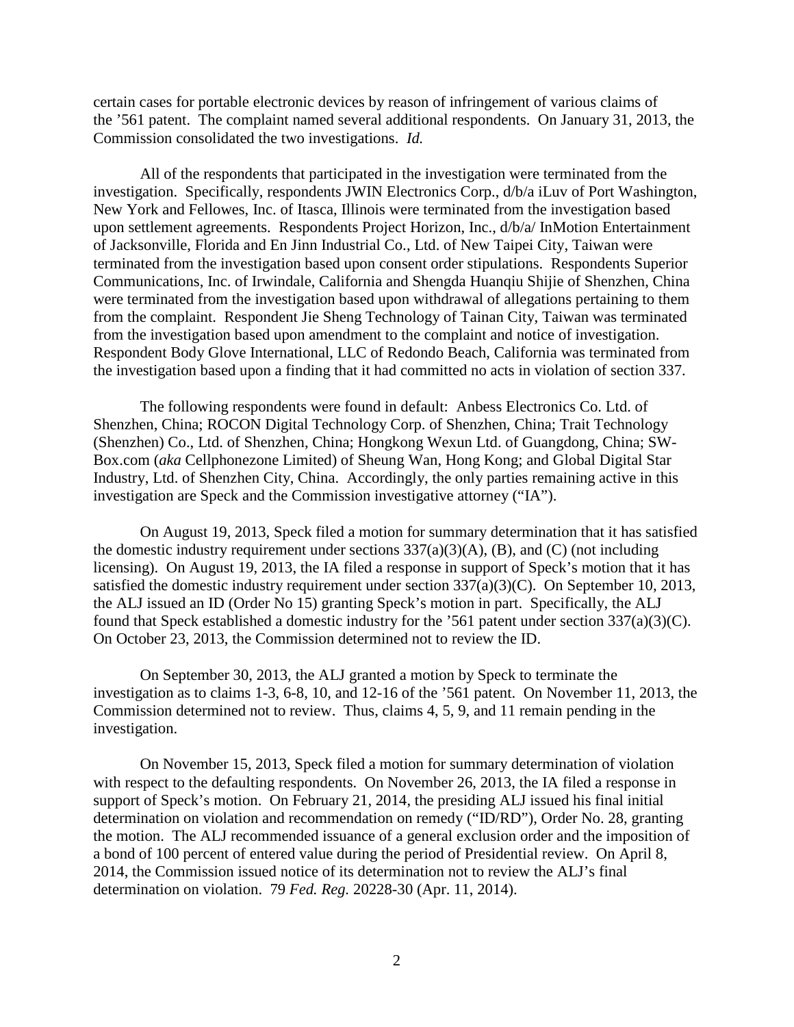certain cases for portable electronic devices by reason of infringement of various claims of the '561 patent. The complaint named several additional respondents. On January 31, 2013, the Commission consolidated the two investigations. *Id.*

All of the respondents that participated in the investigation were terminated from the investigation. Specifically, respondents JWIN Electronics Corp., d/b/a iLuv of Port Washington, New York and Fellowes, Inc. of Itasca, Illinois were terminated from the investigation based upon settlement agreements. Respondents Project Horizon, Inc., d/b/a/ InMotion Entertainment of Jacksonville, Florida and En Jinn Industrial Co., Ltd. of New Taipei City, Taiwan were terminated from the investigation based upon consent order stipulations. Respondents Superior Communications, Inc. of Irwindale, California and Shengda Huanqiu Shijie of Shenzhen, China were terminated from the investigation based upon withdrawal of allegations pertaining to them from the complaint. Respondent Jie Sheng Technology of Tainan City, Taiwan was terminated from the investigation based upon amendment to the complaint and notice of investigation. Respondent Body Glove International, LLC of Redondo Beach, California was terminated from the investigation based upon a finding that it had committed no acts in violation of section 337.

The following respondents were found in default: Anbess Electronics Co. Ltd. of Shenzhen, China; ROCON Digital Technology Corp. of Shenzhen, China; Trait Technology (Shenzhen) Co., Ltd. of Shenzhen, China; Hongkong Wexun Ltd. of Guangdong, China; SW-Box.com (*aka* Cellphonezone Limited) of Sheung Wan, Hong Kong; and Global Digital Star Industry, Ltd. of Shenzhen City, China. Accordingly, the only parties remaining active in this investigation are Speck and the Commission investigative attorney ("IA").

On August 19, 2013, Speck filed a motion for summary determination that it has satisfied the domestic industry requirement under sections 337(a)(3)(A), (B), and (C) (not including licensing). On August 19, 2013, the IA filed a response in support of Speck's motion that it has satisfied the domestic industry requirement under section 337(a)(3)(C). On September 10, 2013, the ALJ issued an ID (Order No 15) granting Speck's motion in part. Specifically, the ALJ found that Speck established a domestic industry for the '561 patent under section 337(a)(3)(C). On October 23, 2013, the Commission determined not to review the ID.

On September 30, 2013, the ALJ granted a motion by Speck to terminate the investigation as to claims 1-3, 6-8, 10, and 12-16 of the '561 patent. On November 11, 2013, the Commission determined not to review. Thus, claims 4, 5, 9, and 11 remain pending in the investigation.

On November 15, 2013, Speck filed a motion for summary determination of violation with respect to the defaulting respondents. On November 26, 2013, the IA filed a response in support of Speck's motion. On February 21, 2014, the presiding ALJ issued his final initial determination on violation and recommendation on remedy ("ID/RD"), Order No. 28, granting the motion. The ALJ recommended issuance of a general exclusion order and the imposition of a bond of 100 percent of entered value during the period of Presidential review. On April 8, 2014, the Commission issued notice of its determination not to review the ALJ's final determination on violation. 79 *Fed. Reg.* 20228-30 (Apr. 11, 2014).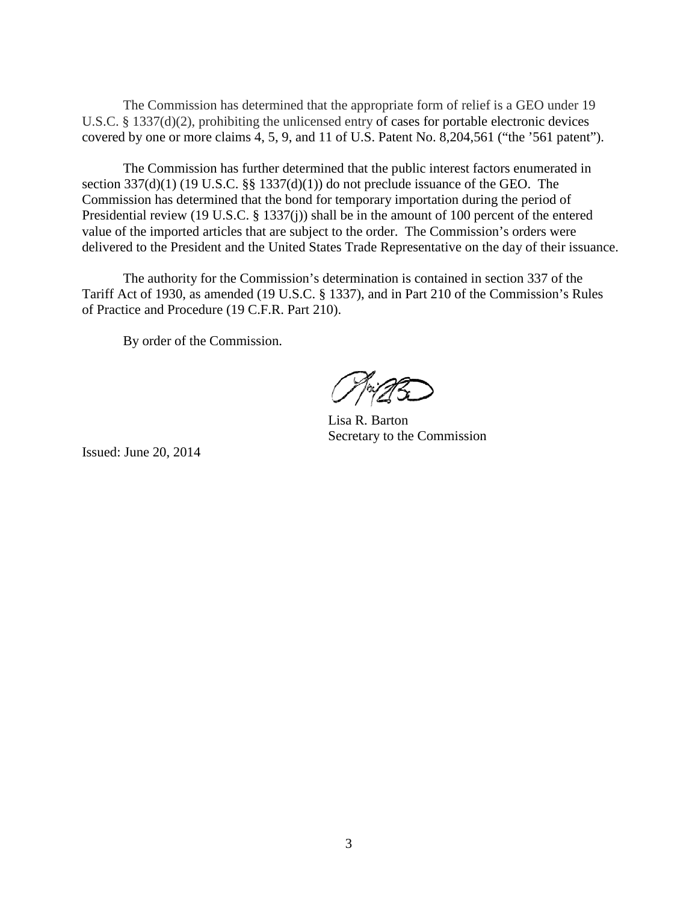The Commission has determined that the appropriate form of relief is a GEO under 19 U.S.C. § 1337(d)(2), prohibiting the unlicensed entry of cases for portable electronic devices covered by one or more claims 4, 5, 9, and 11 of U.S. Patent No. 8,204,561 ("the '561 patent").

The Commission has further determined that the public interest factors enumerated in section 337(d)(1) (19 U.S.C. §§ 1337(d)(1)) do not preclude issuance of the GEO. The Commission has determined that the bond for temporary importation during the period of Presidential review (19 U.S.C. § 1337(j)) shall be in the amount of 100 percent of the entered value of the imported articles that are subject to the order. The Commission's orders were delivered to the President and the United States Trade Representative on the day of their issuance.

The authority for the Commission's determination is contained in section 337 of the Tariff Act of 1930, as amended (19 U.S.C. § 1337), and in Part 210 of the Commission's Rules of Practice and Procedure (19 C.F.R. Part 210).

By order of the Commission.

Lisa R. Barton
Secretary to the Commission

Issued: June 20, 2014